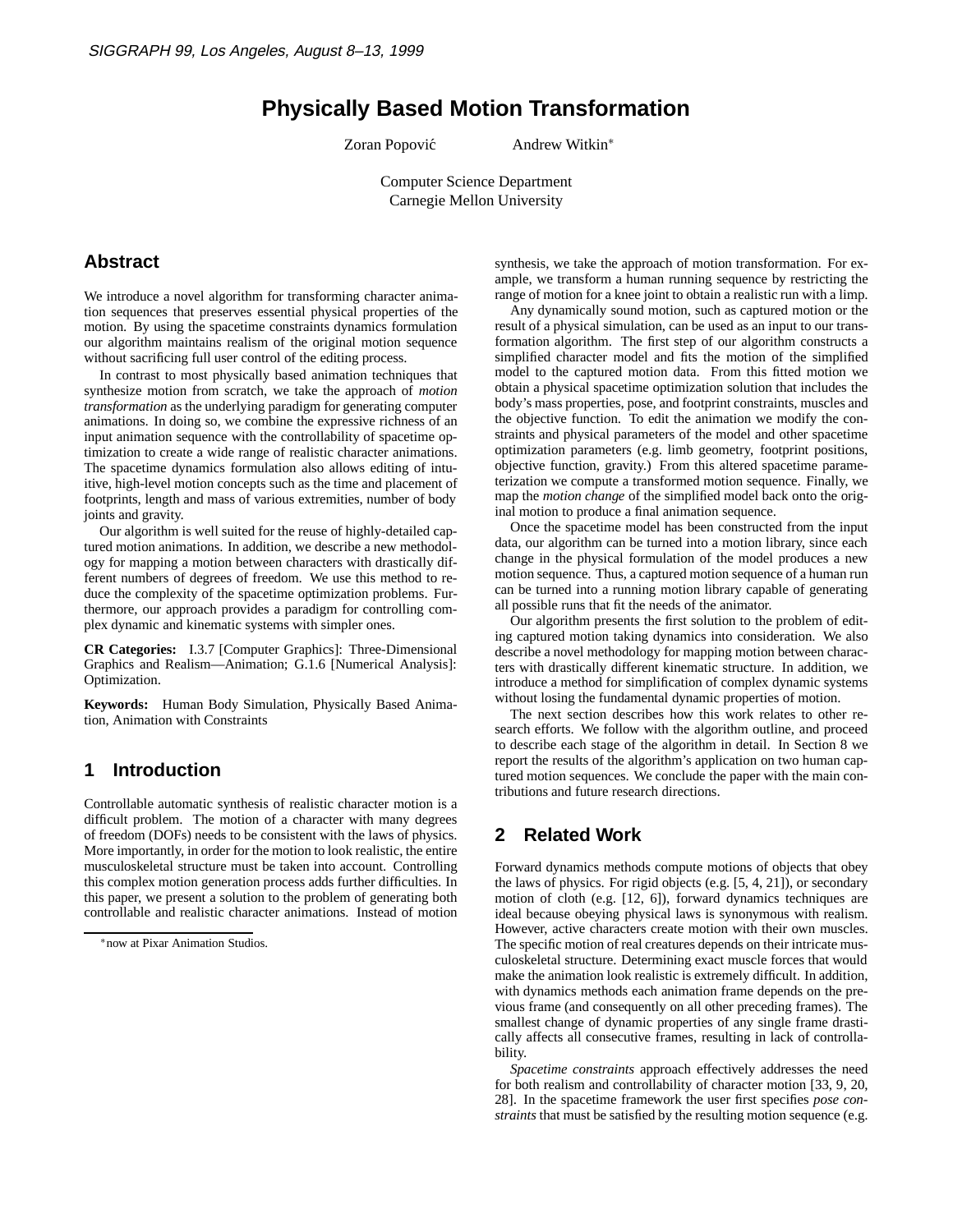# Physically Based Motion Transformation

Zoran Popović    Andrew Witkin*

Computer Science Department
Carnegie Mellon University

## Abstract

We introduce a novel algorithm for transforming character animation sequences that preserves essential physical properties of the motion. By using the spacetime constraints dynamics formulation our algorithm maintains realism of the original motion sequence without sacrificing full user control of the editing process.

In contrast to most physically based animation techniques that synthesize motion from scratch, we take the approach of *motion transformation* as the underlying paradigm for generating computer animations. In doing so, we combine the expressive richness of an input animation sequence with the controllability of spacetime optimization to create a wide range of realistic character animations. The spacetime dynamics formulation also allows editing of intuitive, high-level motion concepts such as the time and placement of footprints, length and mass of various extremities, number of body joints and gravity.

Our algorithm is well suited for the reuse of highly-detailed captured motion animations. In addition, we describe a new methodology for mapping a motion between characters with drastically different numbers of degrees of freedom. We use this method to reduce the complexity of the spacetime optimization problems. Furthermore, our approach provides a paradigm for controlling complex dynamic and kinematic systems with simpler ones.

**CR Categories:** I.3.7 [Computer Graphics]: Three-Dimensional Graphics and Realism—Animation; G.1.6 [Numerical Analysis]: Optimization.

**Keywords:** Human Body Simulation, Physically Based Animation, Animation with Constraints

## 1 Introduction

Controllable automatic synthesis of realistic character motion is a difficult problem. The motion of a character with many degrees of freedom (DOFs) needs to be consistent with the laws of physics. More importantly, in order for the motion to look realistic, the entire musculoskeletal structure must be taken into account. Controlling this complex motion generation process adds further difficulties. In this paper, we present a solution to the problem of generating both controllable and realistic character animations. Instead of motion synthesis, we take the approach of motion transformation. For example, we transform a human running sequence by restricting the range of motion for a knee joint to obtain a realistic run with a limp.

Any dynamically sound motion, such as captured motion or the result of a physical simulation, can be used as an input to our transformation algorithm. The first step of our algorithm constructs a simplified character model and fits the motion of the simplified model to the captured motion data. From this fitted motion we obtain a physical spacetime optimization solution that includes the body's mass properties, pose, and footprint constraints, muscles and the objective function. To edit the animation we modify the constraints and physical parameters of the model and other spacetime optimization parameters (e.g. limb geometry, footprint positions, objective function, gravity.) From this altered spacetime parameterization we compute a transformed motion sequence. Finally, we map the *motion change* of the simplified model back onto the original motion to produce a final animation sequence.

Once the spacetime model has been constructed from the input data, our algorithm can be turned into a motion library, since each change in the physical formulation of the model produces a new motion sequence. Thus, a captured motion sequence of a human run can be turned into a running motion library capable of generating all possible runs that fit the needs of the animator.

Our algorithm presents the first solution to the problem of editing captured motion taking dynamics into consideration. We also describe a novel methodology for mapping motion between characters with drastically different kinematic structure. In addition, we introduce a method for simplification of complex dynamic systems without losing the fundamental dynamic properties of motion.

The next section describes how this work relates to other research efforts. We follow with the algorithm outline, and proceed to describe each stage of the algorithm in detail. In Section 8 we report the results of the algorithm's application on two human captured motion sequences. We conclude the paper with the main contributions and future research directions.

## 2 Related Work

Forward dynamics methods compute motions of objects that obey the laws of physics. For rigid objects (e.g. [5, 4, 21]), or secondary motion of cloth (e.g. [12, 6]), forward dynamics techniques are ideal because obeying physical laws is synonymous with realism. However, active characters create motion with their own muscles. The specific motion of real creatures depends on their intricate musculoskeletal structure. Determining exact muscle forces that would make the animation look realistic is extremely difficult. In addition, with dynamics methods each animation frame depends on the previous frame (and consequently on all other preceding frames). The smallest change of dynamic properties of any single frame drastically affects all consecutive frames, resulting in lack of controllability.

*Spacetime constraints* approach effectively addresses the need for both realism and controllability of character motion [33, 9, 20, 28]. In the spacetime framework the user first specifies *pose constraints* that must be satisfied by the resulting motion sequence (e.g.

*now at Pixar Animation Studios.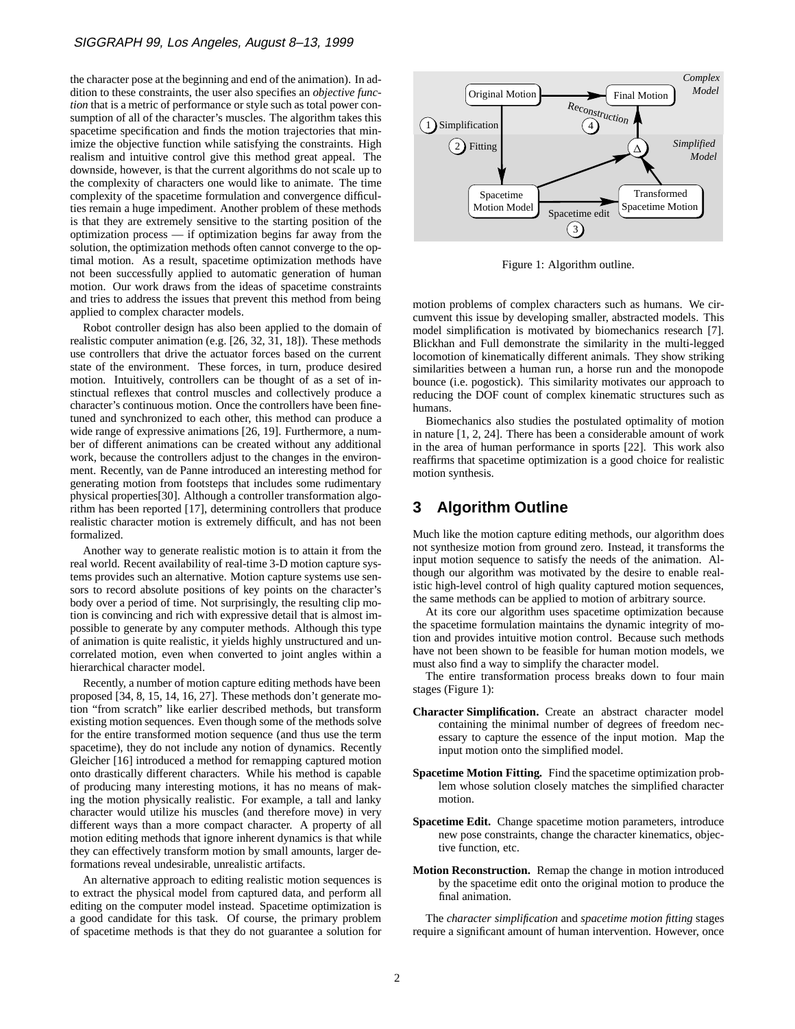the character pose at the beginning and end of the animation). In addition to these constraints, the user also specifies an *objective function* that is a metric of performance or style such as total power consumption of all of the character's muscles. The algorithm takes this spacetime specification and finds the motion trajectories that minimize the objective function while satisfying the constraints. High realism and intuitive control give this method great appeal. The downside, however, is that the current algorithms do not scale up to the complexity of characters one would like to animate. The time complexity of the spacetime formulation and convergence difficulties remain a huge impediment. Another problem of these methods is that they are extremely sensitive to the starting position of the optimization process — if optimization begins far away from the solution, the optimization methods often cannot converge to the optimal motion. As a result, spacetime optimization methods have not been successfully applied to automatic generation of human motion. Our work draws from the ideas of spacetime constraints and tries to address the issues that prevent this method from being applied to complex character models.

Robot controller design has also been applied to the domain of realistic computer animation (e.g. [26, 32, 31, 18]). These methods use controllers that drive the actuator forces based on the current state of the environment. These forces, in turn, produce desired motion. Intuitively, controllers can be thought of as a set of instinctual reflexes that control muscles and collectively produce a character's continuous motion. Once the controllers have been fine-tuned and synchronized to each other, this method can produce a wide range of expressive animations [26, 19]. Furthermore, a number of different animations can be created without any additional work, because the controllers adjust to the changes in the environment. Recently, van de Panne introduced an interesting method for generating motion from footsteps that includes some rudimentary physical properties[30]. Although a controller transformation algorithm has been reported [17], determining controllers that produce realistic character motion is extremely difficult, and has not been formalized.

Another way to generate realistic motion is to attain it from the real world. Recent availability of real-time 3-D motion capture systems provides such an alternative. Motion capture systems use sensors to record absolute positions of key points on the character's body over a period of time. Not surprisingly, the resulting clip motion is convincing and rich with expressive detail that is almost impossible to generate by any computer methods. Although this type of animation is quite realistic, it yields highly unstructured and uncorrelated motion, even when converted to joint angles within a hierarchical character model.

Recently, a number of motion capture editing methods have been proposed [34, 8, 15, 14, 16, 27]. These methods don't generate motion "from scratch" like earlier described methods, but transform existing motion sequences. Even though some of the methods solve for the entire transformed motion sequence (and thus use the term spacetime), they do not include any notion of dynamics. Recently Gleicher [16] introduced a method for remapping captured motion onto drastically different characters. While his method is capable of producing many interesting motions, it has no means of making the motion physically realistic. For example, a tall and lanky character would utilize his muscles (and therefore move) in very different ways than a more compact character. A property of all motion editing methods that ignore inherent dynamics is that while they can effectively transform motion by small amounts, larger deformations reveal undesirable, unrealistic artifacts.

An alternative approach to editing realistic motion sequences is to extract the physical model from captured data, and perform all editing on the computer model instead. Spacetime optimization is a good candidate for this task. Of course, the primary problem of spacetime methods is that they do not guarantee a solution for

Complex Model
Original Motion
Final Motion
Reconstruction 4
1 Simplification
2 Fitting
Simplified Model
Δ
Spacetime Motion Model
Transformed Spacetime Motion
Spacetime edit 3

Figure 1: Algorithm outline.

motion problems of complex characters such as humans. We circumvent this issue by developing smaller, abstracted models. This model simplification is motivated by biomechanics research [7]. Blickhan and Full demonstrate the similarity in the multi-legged locomotion of kinematically different animals. They show striking similarities between a human run, a horse run and the monopode bounce (i.e. pogostick). This similarity motivates our approach to reducing the DOF count of complex kinematic structures such as humans.

Biomechanics also studies the postulated optimality of motion in nature [1, 2, 24]. There has been a considerable amount of work in the area of human performance in sports [22]. This work also reaffirms that spacetime optimization is a good choice for realistic motion synthesis.

# 3 Algorithm Outline

Much like the motion capture editing methods, our algorithm does not synthesize motion from ground zero. Instead, it transforms the input motion sequence to satisfy the needs of the animation. Although our algorithm was motivated by the desire to enable realistic high-level control of high quality captured motion sequences, the same methods can be applied to motion of arbitrary source.

At its core our algorithm uses spacetime optimization because the spacetime formulation maintains the dynamic integrity of motion and provides intuitive motion control. Because such methods have not been shown to be feasible for human motion models, we must also find a way to simplify the character model.

The entire transformation process breaks down to four main stages (Figure 1):

**Character Simplification.** Create an abstract character model containing the minimal number of degrees of freedom necessary to capture the essence of the input motion. Map the input motion onto the simplified model.

**Spacetime Motion Fitting.** Find the spacetime optimization problem whose solution closely matches the simplified character motion.

**Spacetime Edit.** Change spacetime motion parameters, introduce new pose constraints, change the character kinematics, objective function, etc.

**Motion Reconstruction.** Remap the change in motion introduced by the spacetime edit onto the original motion to produce the final animation.

The *character simplification* and *spacetime motion fitting* stages require a significant amount of human intervention. However, once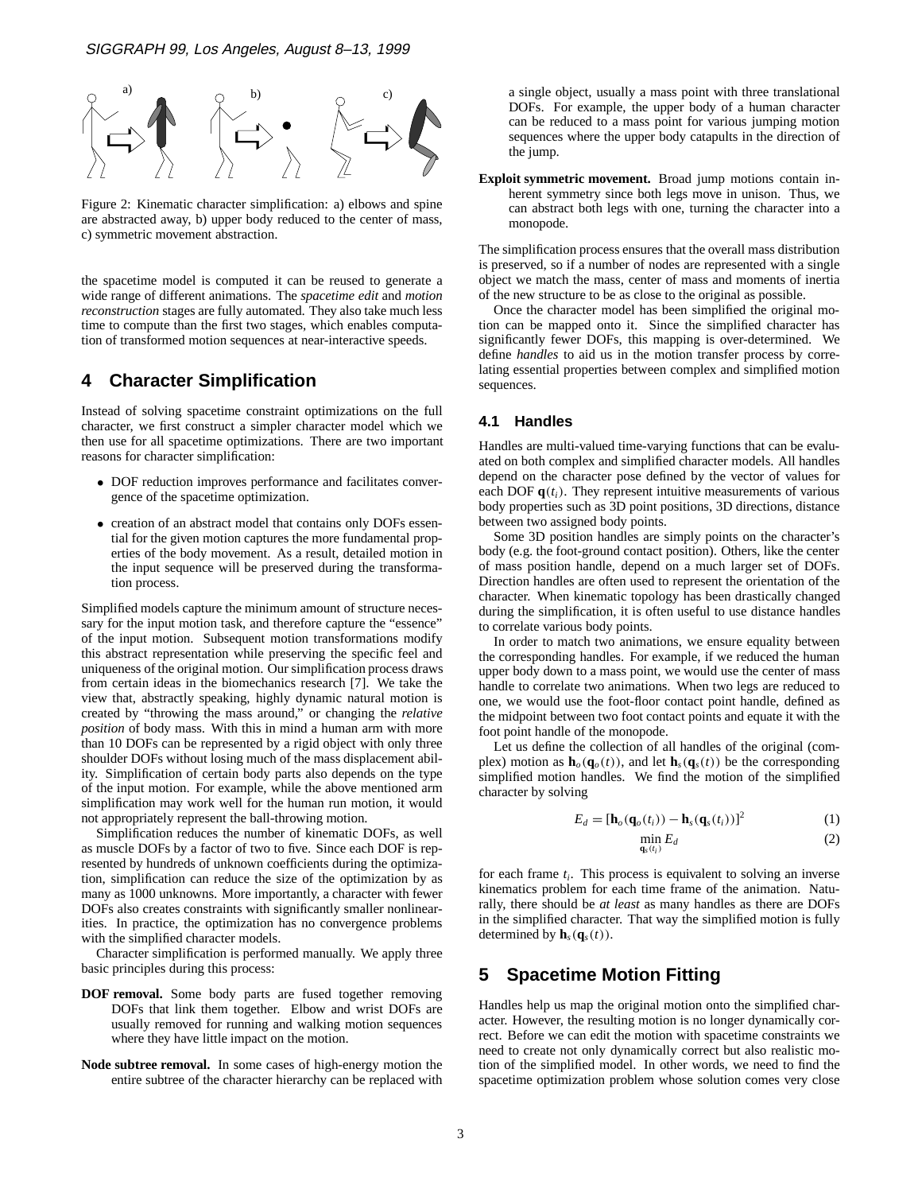Figure 2: Kinematic character simplification: a) elbows and spine are abstracted away, b) upper body reduced to the center of mass, c) symmetric movement abstraction.

the spacetime model is computed it can be reused to generate a wide range of different animations. The *spacetime edit* and *motion reconstruction* stages are fully automated. They also take much less time to compute than the first two stages, which enables computation of transformed motion sequences at near-interactive speeds.

## 4 Character Simplification

Instead of solving spacetime constraint optimizations on the full character, we first construct a simpler character model which we then use for all spacetime optimizations. There are two important reasons for character simplification:

- DOF reduction improves performance and facilitates convergence of the spacetime optimization.
- creation of an abstract model that contains only DOFs essential for the given motion captures the more fundamental properties of the body movement. As a result, detailed motion in the input sequence will be preserved during the transformation process.

Simplified models capture the minimum amount of structure necessary for the input motion task, and therefore capture the "essence" of the input motion. Subsequent motion transformations modify this abstract representation while preserving the specific feel and uniqueness of the original motion. Our simplification process draws from certain ideas in the biomechanics research [7]. We take the view that, abstractly speaking, highly dynamic natural motion is created by "throwing the mass around," or changing the *relative position* of body mass. With this in mind a human arm with more than 10 DOFs can be represented by a rigid object with only three shoulder DOFs without losing much of the mass displacement ability. Simplification of certain body parts also depends on the type of the input motion. For example, while the above mentioned arm simplification may work well for the human run motion, it would not appropriately represent the ball-throwing motion.

Simplification reduces the number of kinematic DOFs, as well as muscle DOFs by a factor of two to five. Since each DOF is represented by hundreds of unknown coefficients during the optimization, simplification can reduce the size of the optimization by as many as 1000 unknowns. More importantly, a character with fewer DOFs also creates constraints with significantly smaller nonlinearities. In practice, the optimization has no convergence problems with the simplified character models.

Character simplification is performed manually. We apply three basic principles during this process:

**DOF removal.** Some body parts are fused together removing DOFs that link them together. Elbow and wrist DOFs are usually removed for running and walking motion sequences where they have little impact on the motion.

**Node subtree removal.** In some cases of high-energy motion the entire subtree of the character hierarchy can be replaced with a single object, usually a mass point with three translational DOFs. For example, the upper body of a human character can be reduced to a mass point for various jumping motion sequences where the upper body catapults in the direction of the jump.

**Exploit symmetric movement.** Broad jump motions contain inherent symmetry since both legs move in unison. Thus, we can abstract both legs with one, turning the character into a monopode.

The simplification process ensures that the overall mass distribution is preserved, so if a number of nodes are represented with a single object we match the mass, center of mass and moments of inertia of the new structure to be as close to the original as possible.

Once the character model has been simplified the original motion can be mapped onto it. Since the simplified character has significantly fewer DOFs, this mapping is over-determined. We define *handles* to aid us in the motion transfer process by correlating essential properties between complex and simplified motion sequences.

### 4.1 Handles

Handles are multi-valued time-varying functions that can be evaluated on both complex and simplified character models. All handles depend on the character pose defined by the vector of values for each DOF $\mathbf{q}(t_i)$. They represent intuitive measurements of various body properties such as 3D point positions, 3D directions, distance between two assigned body points.

Some 3D position handles are simply points on the character's body (e.g. the foot-ground contact position). Others, like the center of mass position handle, depend on a much larger set of DOFs. Direction handles are often used to represent the orientation of the character. When kinematic topology has been drastically changed during the simplification, it is often useful to use distance handles to correlate various body points.

In order to match two animations, we ensure equality between the corresponding handles. For example, if we reduced the human upper body down to a mass point, we would use the center of mass handle to correlate two animations. When two legs are reduced to one, we would use the foot-floor contact point handle, defined as the midpoint between two foot contact points and equate it with the foot point handle of the monopode.

Let us define the collection of all handles of the original (complex) motion as $\mathbf{h}_o(\mathbf{q}_o(t))$, and let $\mathbf{h}_s(\mathbf{q}_s(t))$ be the corresponding simplified motion handles. We find the motion of the simplified character by solving

$$E_d = [\mathbf{h}_o(\mathbf{q}_o(t_i)) - \mathbf{h}_s(\mathbf{q}_s(t_i))]^2 \tag{1}$$

$$\min_{\mathbf{q}_s(t_i)} E_d \tag{2}$$

for each frame $t_i$. This process is equivalent to solving an inverse kinematics problem for each time frame of the animation. Naturally, there should be *at least* as many handles as there are DOFs in the simplified character. That way the simplified motion is fully determined by $\mathbf{h}_s(\mathbf{q}_s(t))$.

## 5 Spacetime Motion Fitting

Handles help us map the original motion onto the simplified character. However, the resulting motion is no longer dynamically correct. Before we can edit the motion with spacetime constraints we need to create not only dynamically correct but also realistic motion of the simplified model. In other words, we need to find the spacetime optimization problem whose solution comes very close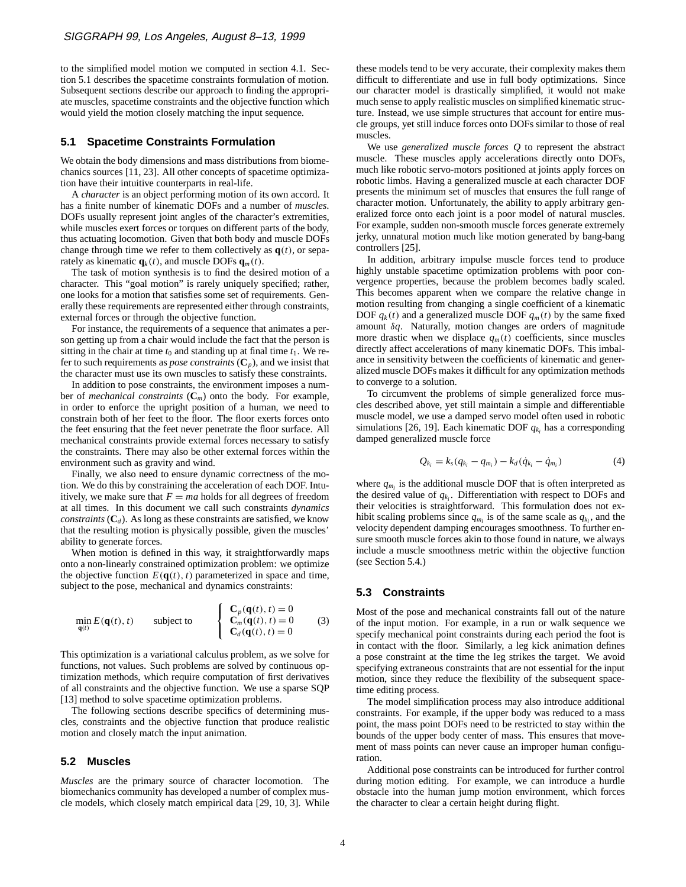to the simplified model motion we computed in section 4.1. Section 5.1 describes the spacetime constraints formulation of motion. Subsequent sections describe our approach to finding the appropriate muscles, spacetime constraints and the objective function which would yield the motion closely matching the input sequence.

## 5.1 Spacetime Constraints Formulation

We obtain the body dimensions and mass distributions from biomechanics sources [11, 23]. All other concepts of spacetime optimization have their intuitive counterparts in real-life.

A *character* is an object performing motion of its own accord. It has a finite number of kinematic DOFs and a number of *muscles*. DOFs usually represent joint angles of the character's extremities, while muscles exert forces or torques on different parts of the body, thus actuating locomotion. Given that both body and muscle DOFs change through time we refer to them collectively as $\mathbf{q}(t)$, or separately as kinematic $\mathbf{q}_k(t)$, and muscle DOFs $\mathbf{q}_m(t)$.

The task of motion synthesis is to find the desired motion of a character. This "goal motion" is rarely uniquely specified; rather, one looks for a motion that satisfies some set of requirements. Generally these requirements are represented either through constraints, external forces or through the objective function.

For instance, the requirements of a sequence that animates a person getting up from a chair would include the fact that the person is sitting in the chair at time $t_0$ and standing up at final time $t_1$. We refer to such requirements as *pose constraints* ($\mathbf{C}_p$), and we insist that the character must use its own muscles to satisfy these constraints.

In addition to pose constraints, the environment imposes a number of *mechanical constraints* ($\mathbf{C}_m$) onto the body. For example, in order to enforce the upright position of a human, we need to constrain both of her feet to the floor. The floor exerts forces onto the feet ensuring that the feet never penetrate the floor surface. All mechanical constraints provide external forces necessary to satisfy the constraints. There may also be other external forces within the environment such as gravity and wind.

Finally, we also need to ensure dynamic correctness of the motion. We do this by constraining the acceleration of each DOF. Intuitively, we make sure that $F = ma$ holds for all degrees of freedom at all times. In this document we call such constraints *dynamics constraints* ($\mathbf{C}_d$). As long as these constraints are satisfied, we know that the resulting motion is physically possible, given the muscles' ability to generate forces.

When motion is defined in this way, it straightforwardly maps onto a non-linearly constrained optimization problem: we optimize the objective function $E(\mathbf{q}(t), t)$ parameterized in space and time, subject to the pose, mechanical and dynamics constraints:

$$\min_{\mathbf{q}(t)} E(\mathbf{q}(t), t) \qquad \text{subject to} \qquad \begin{cases} \mathbf{C}_p(\mathbf{q}(t), t) = 0 \\ \mathbf{C}_m(\mathbf{q}(t), t) = 0 \\ \mathbf{C}_d(\mathbf{q}(t), t) = 0 \end{cases} \qquad (3)$$

This optimization is a variational calculus problem, as we solve for functions, not values. Such problems are solved by continuous optimization methods, which require computation of first derivatives of all constraints and the objective function. We use a sparse SQP [13] method to solve spacetime optimization problems.

The following sections describe specifics of determining muscles, constraints and the objective function that produce realistic motion and closely match the input animation.

## 5.2 Muscles

*Muscles* are the primary source of character locomotion. The biomechanics community has developed a number of complex muscle models, which closely match empirical data [29, 10, 3]. While these models tend to be very accurate, their complexity makes them difficult to differentiate and use in full body optimizations. Since our character model is drastically simplified, it would not make much sense to apply realistic muscles on simplified kinematic structure. Instead, we use simple structures that account for entire muscle groups, yet still induce forces onto DOFs similar to those of real muscles.

We use *generalized muscle forces* $Q$ to represent the abstract muscle. These muscles apply accelerations directly onto DOFs, much like robotic servo-motors positioned at joints apply forces on robotic limbs. Having a generalized muscle at each character DOF presents the minimum set of muscles that ensures the full range of character motion. Unfortunately, the ability to apply arbitrary generalized force onto each joint is a poor model of natural muscles. For example, sudden non-smooth muscle forces generate extremely jerky, unnatural motion much like motion generated by bang-bang controllers [25].

In addition, arbitrary impulse muscle forces tend to produce highly unstable spacetime optimization problems with poor convergence properties, because the problem becomes badly scaled. This becomes apparent when we compare the relative change in motion resulting from changing a single coefficient of a kinematic DOF $q_k(t)$ and a generalized muscle DOF $q_m(t)$ by the same fixed amount $\delta q$. Naturally, motion changes are orders of magnitude more drastic when we displace $q_m(t)$ coefficients, since muscles directly affect accelerations of many kinematic DOFs. This imbalance in sensitivity between the coefficients of kinematic and generalized muscle DOFs makes it difficult for any optimization methods to converge to a solution.

To circumvent the problems of simple generalized force muscles described above, yet still maintain a simple and differentiable muscle model, we use a damped servo model often used in robotic simulations [26, 19]. Each kinematic DOF $q_{k_i}$ has a corresponding damped generalized muscle force

$$Q_{k_i} = k_s(q_{k_i} - q_{m_i}) - k_d(\dot{q}_{k_i} - \dot{q}_{m_i}) \qquad (4)$$

where $q_{m_i}$ is the additional muscle DOF that is often interpreted as the desired value of $q_{k_i}$. Differentiation with respect to DOFs and their velocities is straightforward. This formulation does not exhibit scaling problems since $q_{m_i}$ is of the same scale as $q_{k_i}$, and the velocity dependent damping encourages smoothness. To further ensure smooth muscle forces akin to those found in nature, we always include a muscle smoothness metric within the objective function (see Section 5.4.)

## 5.3 Constraints

Most of the pose and mechanical constraints fall out of the nature of the input motion. For example, in a run or walk sequence we specify mechanical point constraints during each period the foot is in contact with the floor. Similarly, a leg kick animation defines a pose constraint at the time the leg strikes the target. We avoid specifying extraneous constraints that are not essential for the input motion, since they reduce the flexibility of the subsequent spacetime editing process.

The model simplification process may also introduce additional constraints. For example, if the upper body was reduced to a mass point, the mass point DOFs need to be restricted to stay within the bounds of the upper body center of mass. This ensures that movement of mass points can never cause an improper human configuration.

Additional pose constraints can be introduced for further control during motion editing. For example, we can introduce a hurdle obstacle into the human jump motion environment, which forces the character to clear a certain height during flight.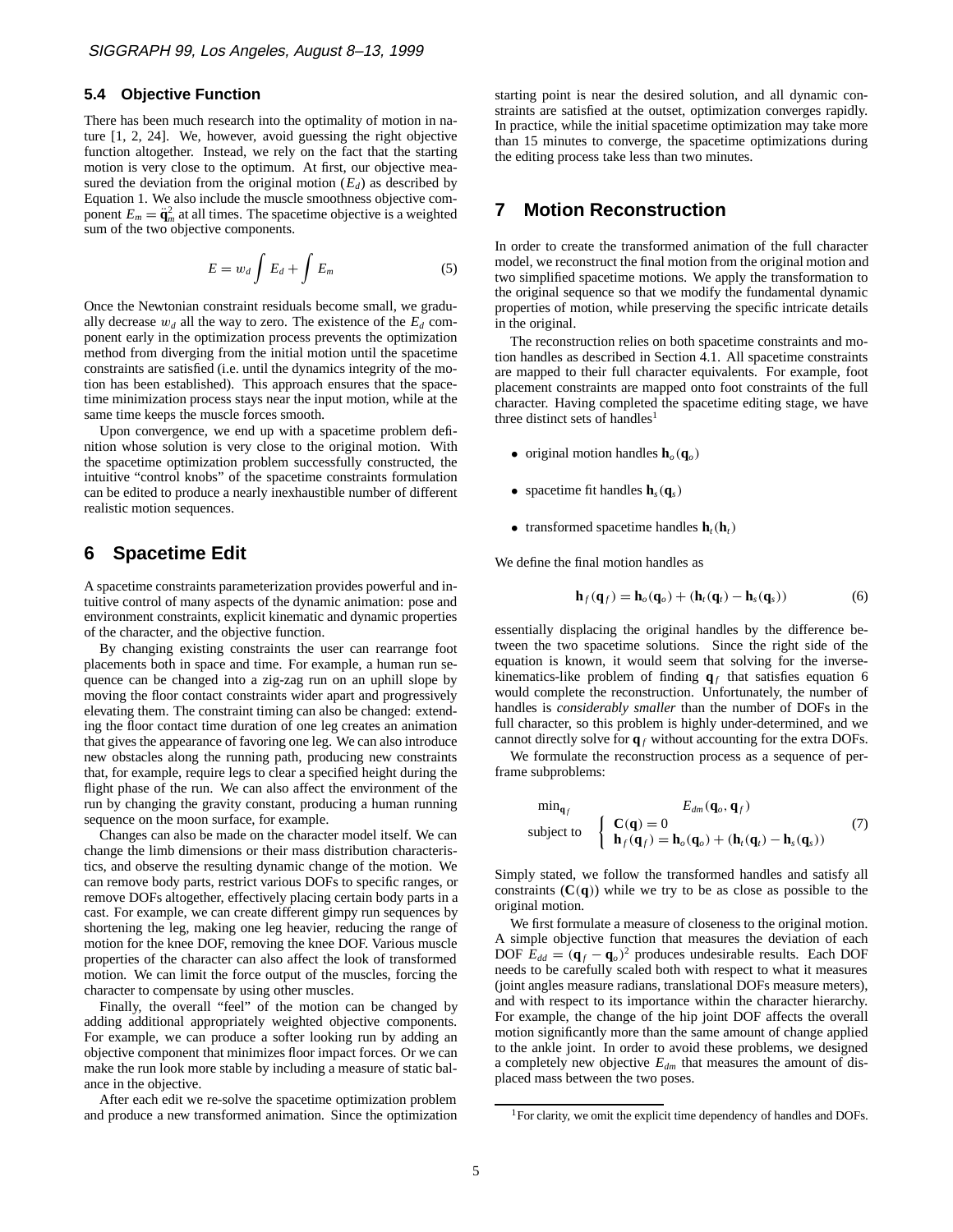### 5.4 Objective Function

There has been much research into the optimality of motion in nature [1, 2, 24]. We, however, avoid guessing the right objective function altogether. Instead, we rely on the fact that the starting motion is very close to the optimum. At first, our objective measured the deviation from the original motion ($E_d$) as described by Equation 1. We also include the muscle smoothness objective component $E_m = \dot{\mathbf{q}}_m^2$ at all times. The spacetime objective is a weighted sum of the two objective components.

$$E = w_d \int E_d + \int E_m \tag{5}$$

Once the Newtonian constraint residuals become small, we gradually decrease $w_d$ all the way to zero. The existence of the $E_d$ component early in the optimization process prevents the optimization method from diverging from the initial motion until the spacetime constraints are satisfied (i.e. until the dynamics integrity of the motion has been established). This approach ensures that the spacetime minimization process stays near the input motion, while at the same time keeps the muscle forces smooth.

Upon convergence, we end up with a spacetime problem definition whose solution is very close to the original motion. With the spacetime optimization problem successfully constructed, the intuitive "control knobs" of the spacetime constraints formulation can be edited to produce a nearly inexhaustible number of different realistic motion sequences.

## 6 Spacetime Edit

A spacetime constraints parameterization provides powerful and intuitive control of many aspects of the dynamic animation: pose and environment constraints, explicit kinematic and dynamic properties of the character, and the objective function.

By changing existing constraints the user can rearrange foot placements both in space and time. For example, a human run sequence can be changed into a zig-zag run on an uphill slope by moving the floor contact constraints wider apart and progressively elevating them. The constraint timing can also be changed: extending the floor contact time duration of one leg creates an animation that gives the appearance of favoring one leg. We can also introduce new obstacles along the running path, producing new constraints that, for example, require legs to clear a specified height during the flight phase of the run. We can also affect the environment of the run by changing the gravity constant, producing a human running sequence on the moon surface, for example.

Changes can also be made on the character model itself. We can change the limb dimensions or their mass distribution characteristics, and observe the resulting dynamic change of the motion. We can remove body parts, restrict various DOFs to specific ranges, or remove DOFs altogether, effectively placing certain body parts in a cast. For example, we can create different gimpy run sequences by shortening the leg, making one leg heavier, reducing the range of motion for the knee DOF, removing the knee DOF. Various muscle properties of the character can also affect the look of transformed motion. We can limit the force output of the muscles, forcing the character to compensate by using other muscles.

Finally, the overall "feel" of the motion can be changed by adding additional appropriately weighted objective components. For example, we can produce a softer looking run by adding an objective component that minimizes floor impact forces. Or we can make the run look more stable by including a measure of static balance in the objective.

After each edit we re-solve the spacetime optimization problem and produce a new transformed animation. Since the optimization starting point is near the desired solution, and all dynamic constraints are satisfied at the outset, optimization converges rapidly. In practice, while the initial spacetime optimization may take more than 15 minutes to converge, the spacetime optimizations during the editing process take less than two minutes.

## 7 Motion Reconstruction

In order to create the transformed animation of the full character model, we reconstruct the final motion from the original motion and two simplified spacetime motions. We apply the transformation to the original sequence so that we modify the fundamental dynamic properties of motion, while preserving the specific intricate details in the original.

The reconstruction relies on both spacetime constraints and motion handles as described in Section 4.1. All spacetime constraints are mapped to their full character equivalents. For example, foot placement constraints are mapped onto foot constraints of the full character. Having completed the spacetime editing stage, we have three distinct sets of handles[1]

- original motion handles $\mathbf{h}_o(\mathbf{q}_o)$
- spacetime fit handles $\mathbf{h}_s(\mathbf{q}_s)$
- transformed spacetime handles $\mathbf{h}_t(\mathbf{h}_t)$

We define the final motion handles as

$$\mathbf{h}_f(\mathbf{q}_f) = \mathbf{h}_o(\mathbf{q}_o) + (\mathbf{h}_t(\mathbf{q}_t) - \mathbf{h}_s(\mathbf{q}_s)) \tag{6}$$

essentially displacing the original handles by the difference between the two spacetime solutions. Since the right side of the equation is known, it would seem that solving for the inverse-kinematics-like problem of finding $\mathbf{q}_f$ that satisfies equation 6 would complete the reconstruction. Unfortunately, the number of handles is *considerably smaller* than the number of DOFs in the full character, so this problem is highly under-determined, and we cannot directly solve for $\mathbf{q}_f$ without accounting for the extra DOFs.

We formulate the reconstruction process as a sequence of per-frame subproblems:

$$\begin{array}{ll} \min_{\mathbf{q}_f} & E_{dm}(\mathbf{q}_o, \mathbf{q}_f) \\ \text{subject to} & \left\{ \begin{array}{l} \mathbf{C}(\mathbf{q}) = 0 \\ \mathbf{h}_f(\mathbf{q}_f) = \mathbf{h}_o(\mathbf{q}_o) + (\mathbf{h}_t(\mathbf{q}_t) - \mathbf{h}_s(\mathbf{q}_s)) \end{array} \right. \end{array} \tag{7}$$

Simply stated, we follow the transformed handles and satisfy all constraints ($\mathbf{C}(\mathbf{q})$) while we try to be as close as possible to the original motion.

We first formulate a measure of closeness to the original motion. A simple objective function that measures the deviation of each DOF $E_{dd} = (\mathbf{q}_f - \mathbf{q}_o)^2$ produces undesirable results. Each DOF needs to be carefully scaled both with respect to what it measures (joint angles measure radians, translational DOFs measure meters), and with respect to its importance within the character hierarchy. For example, the change of the hip joint DOF affects the overall motion significantly more than the same amount of change applied to the ankle joint. In order to avoid these problems, we designed a completely new objective $E_{dm}$ that measures the amount of displaced mass between the two poses.

[1] For clarity, we omit the explicit time dependency of handles and DOFs.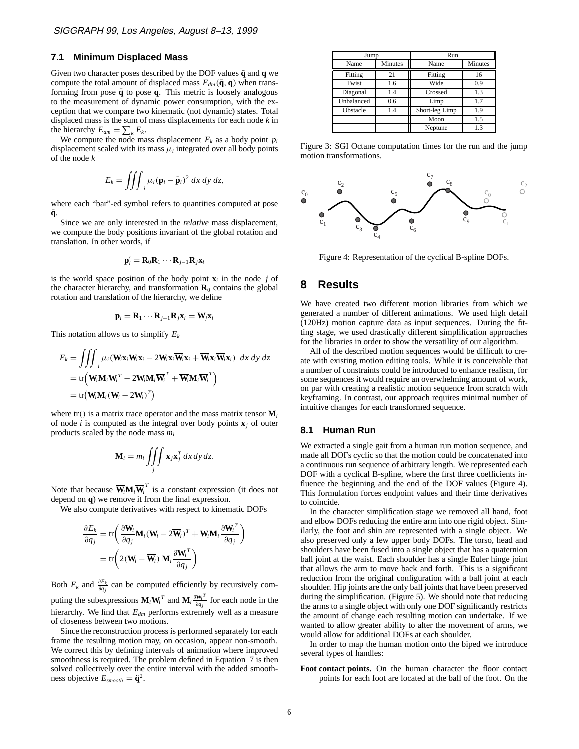### 7.1 Minimum Displaced Mass

Given two character poses described by the DOF values $\bar{\mathbf{q}}$ and $\mathbf{q}$ we compute the total amount of displaced mass $E_{dm}(\bar{\mathbf{q}}, \mathbf{q})$ when transforming from pose $\bar{\mathbf{q}}$ to pose $\mathbf{q}$. This metric is loosely analogous to the measurement of dynamic power consumption, with the exception that we compare two kinematic (not dynamic) states. Total displaced mass is the sum of mass displacements for each node $k$ in the hierarchy $E_{dm} = \sum_k E_k$.

We compute the node mass displacement $E_k$ as a body point $p_i$ displacement scaled with its mass $\mu_i$ integrated over all body points of the node $k$

$$E_k = \iiint_i \mu_i (\mathbf{p}_i - \bar{\mathbf{p}}_i)^2 \, dx \, dy \, dz,$$

where each "bar"-ed symbol refers to quantities computed at pose $\bar{\mathbf{q}}$.

Since we are only interested in the *relative* mass displacement, we compute the body positions invariant of the global rotation and translation. In other words, if

$$\mathbf{p}_i' = \mathbf{R}_0 \mathbf{R}_1 \cdots \mathbf{R}_{j-1} \mathbf{R}_j \mathbf{x}_i$$

is the world space position of the body point $\mathbf{x}_i$ in the node $j$ of the character hierarchy, and transformation $\mathbf{R}_0$ contains the global rotation and translation of the hierarchy, we define

$$\mathbf{p}_i = \mathbf{R}_1 \cdots \mathbf{R}_{j-1} \mathbf{R}_j \mathbf{x}_i = \mathbf{W}_j \mathbf{x}_i$$

This notation allows us to simplify $E_k$

$$\begin{aligned}
E_k &= \iiint_i \mu_i (\mathbf{W}_i \mathbf{x}_i \mathbf{W}_i \mathbf{x}_i - 2\mathbf{W}_i \mathbf{x}_i \overline{\mathbf{W}}_i \mathbf{x}_i + \overline{\mathbf{W}}_i \mathbf{x}_i \overline{\mathbf{W}}_i \mathbf{x}_i) \; dx \, dy \, dz \\
&= \mathrm{tr}\Big( \mathbf{W}_i \mathbf{M}_i \mathbf{W}_i^T - 2\mathbf{W}_i \mathbf{M}_i \overline{\mathbf{W}}_i^T + \overline{\mathbf{W}}_i \mathbf{M}_i \overline{\mathbf{W}}_i^T \Big) \\
&= \mathrm{tr}\big( \mathbf{W}_i \mathbf{M}_i (\mathbf{W}_i - 2\overline{\mathbf{W}}_i)^T \big)
\end{aligned}$$

where $\mathrm{tr}()$ is a matrix trace operator and the mass matrix tensor $\mathbf{M}_i$ of node $i$ is computed as the integral over body points $\mathbf{x}_j$ of outer products scaled by the node mass $m_i$

$$\mathbf{M}_i = m_i \iiint_j \mathbf{x}_j \mathbf{x}_j^T \, dx \, dy \, dz.$$

Note that because $\overline{\mathbf{W}}_i \mathbf{M}_i \overline{\mathbf{W}}_i^T$ is a constant expression (it does not depend on $\mathbf{q}$) we remove it from the final expression.

We also compute derivatives with respect to kinematic DOFs

$$\begin{aligned}
\frac{\partial E_k}{\partial q_j} &= \mathrm{tr}\left( \frac{\partial \mathbf{W}_i}{\partial q_j} \mathbf{M}_i (\mathbf{W}_i - 2\overline{\mathbf{W}}_i)^T + \mathbf{W}_i \mathbf{M}_i \frac{\partial \mathbf{W}_i^T}{\partial q_j} \right) \\
&= \mathrm{tr}\left( 2(\mathbf{W}_i - \overline{\mathbf{W}}_i) \, \mathbf{M}_i \frac{\partial \mathbf{W}_i^T}{\partial q_j} \right)
\end{aligned}$$

Both $E_k$ and $\frac{\partial E_k}{\partial q_j}$ can be computed efficiently by recursively computing the subexpressions $\mathbf{M}_i \mathbf{W}_i^T$ and $\mathbf{M}_i \frac{\partial \mathbf{W}_i^T}{\partial q_j}$ for each node in the hierarchy. We find that $E_{dm}$ performs extremely well as a measure of closeness between two motions.

Since the reconstruction process is performed separately for each frame the resulting motion may, on occasion, appear non-smooth. We correct this by defining intervals of animation where improved smoothness is required. The problem defined in Equation 7 is then solved collectively over the entire interval with the added smoothness objective $E_{smooth} = \ddot{\mathbf{q}}^2$.

| Jump | | Run | |
|---|---|---|---|
| Name | Minutes | Name | Minutes |
| Fitting | 21 | Fitting | 16 |
| Twist | 1.6 | Wide | 0.9 |
| Diagonal | 1.4 | Crossed | 1.3 |
| Unbalanced | 0.6 | Limp | 1.7 |
| Obstacle | 1.4 | Short-leg Limp | 1.9 |
| | | Moon | 1.5 |
| | | Neptune | 1.3 |

Figure 3: SGI Octane computation times for the run and the jump motion transformations.

Figure 4: Representation of the cyclical B-spline DOFs.

## 8 Results

We have created two different motion libraries from which we generated a number of different animations. We used high detail (120Hz) motion capture data as input sequences. During the fitting stage, we used drastically different simplification approaches for the libraries in order to show the versatility of our algorithm.

All of the described motion sequences would be difficult to create with existing motion editing tools. While it is conceivable that a number of constraints could be introduced to enhance realism, for some sequences it would require an overwhelming amount of work, on par with creating a realistic motion sequence from scratch with keyframing. In contrast, our approach requires minimal number of intuitive changes for each transformed sequence.

### 8.1 Human Run

We extracted a single gait from a human run motion sequence, and made all DOFs cyclic so that the motion could be concatenated into a continuous run sequence of arbitrary length. We represented each DOF with a cyclical B-spline, where the first three coefficients influence the beginning and the end of the DOF values (Figure 4). This formulation forces endpoint values and their time derivatives to coincide.

In the character simplification stage we removed all hand, foot and elbow DOFs reducing the entire arm into one rigid object. Similarly, the foot and shin are represented with a single object. We also preserved only a few upper body DOFs. The torso, head and shoulders have been fused into a single object that has a quaternion ball joint at the waist. Each shoulder has a single Euler hinge joint that allows the arm to move back and forth. This is a significant reduction from the original configuration with a ball joint at each shoulder. Hip joints are the only ball joints that have been preserved during the simplification. (Figure 5). We should note that reducing the arms to a single object with only one DOF significantly restricts the amount of change each resulting motion can undertake. If we wanted to allow greater ability to alter the movement of arms, we would allow for additional DOFs at each shoulder.

In order to map the human motion onto the biped we introduce several types of handles:

**Foot contact points.** On the human character the floor contact points for each foot are located at the ball of the foot. On the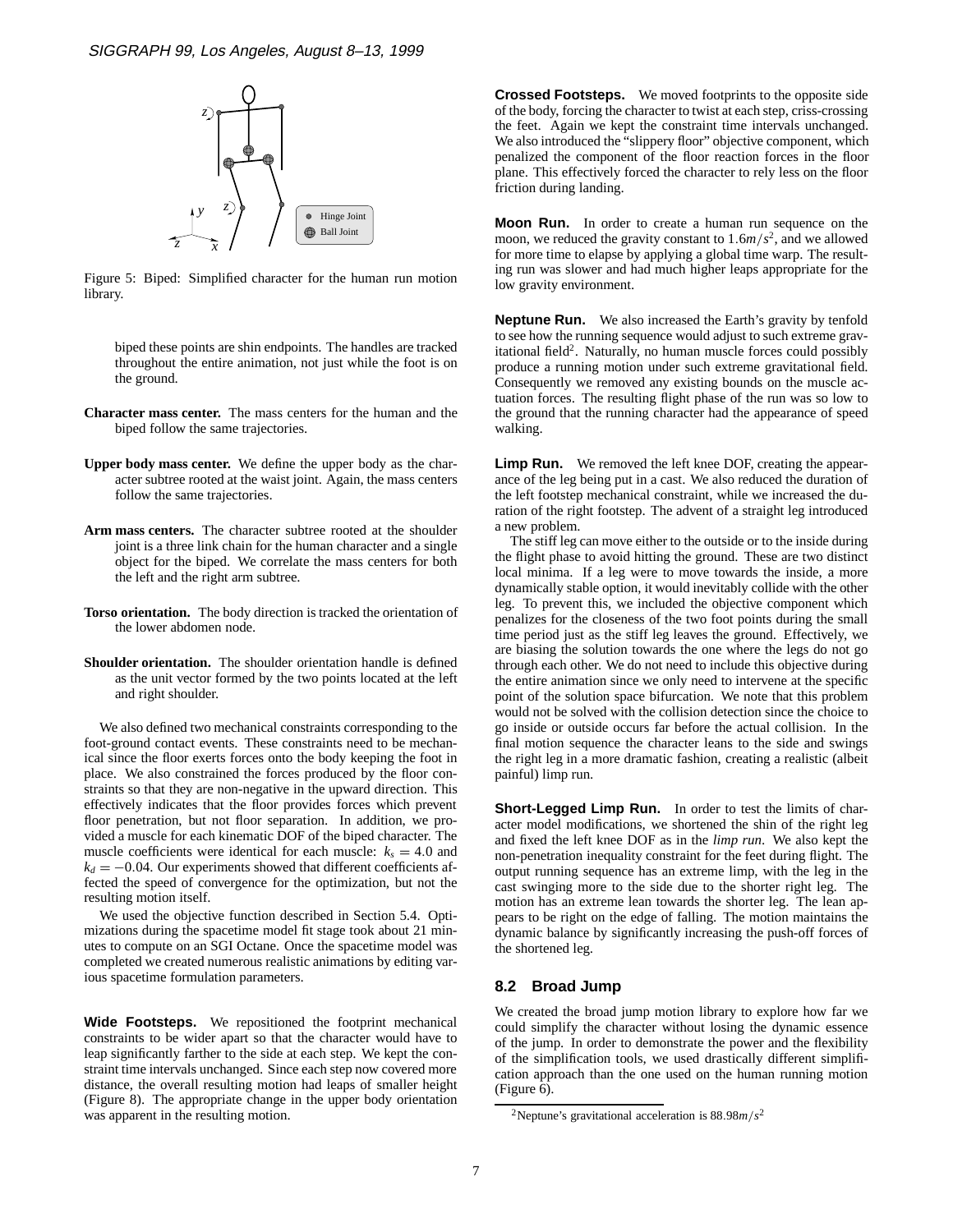Hinge Joint

Ball Joint

Figure 5: Biped: Simplified character for the human run motion library.

biped these points are shin endpoints. The handles are tracked throughout the entire animation, not just while the foot is on the ground.

**Character mass center.** The mass centers for the human and the biped follow the same trajectories.

**Upper body mass center.** We define the upper body as the character subtree rooted at the waist joint. Again, the mass centers follow the same trajectories.

**Arm mass centers.** The character subtree rooted at the shoulder joint is a three link chain for the human character and a single object for the biped. We correlate the mass centers for both the left and the right arm subtree.

**Torso orientation.** The body direction is tracked the orientation of the lower abdomen node.

**Shoulder orientation.** The shoulder orientation handle is defined as the unit vector formed by the two points located at the left and right shoulder.

We also defined two mechanical constraints corresponding to the foot-ground contact events. These constraints need to be mechanical since the floor exerts forces onto the body keeping the foot in place. We also constrained the forces produced by the floor constraints so that they are non-negative in the upward direction. This effectively indicates that the floor provides forces which prevent floor penetration, but not floor separation. In addition, we provided a muscle for each kinematic DOF of the biped character. The muscle coefficients were identical for each muscle: $k_s = 4.0$ and $k_d = -0.04$. Our experiments showed that different coefficients affected the speed of convergence for the optimization, but not the resulting motion itself.

We used the objective function described in Section 5.4. Optimizations during the spacetime model fit stage took about 21 minutes to compute on an SGI Octane. Once the spacetime model was completed we created numerous realistic animations by editing various spacetime formulation parameters.

**Wide Footsteps.** We repositioned the footprint mechanical constraints to be wider apart so that the character would have to leap significantly farther to the side at each step. We kept the constraint time intervals unchanged. Since each step now covered more distance, the overall resulting motion had leaps of smaller height (Figure 8). The appropriate change in the upper body orientation was apparent in the resulting motion.

**Crossed Footsteps.** We moved footprints to the opposite side of the body, forcing the character to twist at each step, criss-crossing the feet. Again we kept the constraint time intervals unchanged. We also introduced the "slippery floor" objective component, which penalized the component of the floor reaction forces in the floor plane. This effectively forced the character to rely less on the floor friction during landing.

**Moon Run.** In order to create a human run sequence on the moon, we reduced the gravity constant to $1.6m/s^2$, and we allowed for more time to elapse by applying a global time warp. The resulting run was slower and had much higher leaps appropriate for the low gravity environment.

**Neptune Run.** We also increased the Earth's gravity by tenfold to see how the running sequence would adjust to such extreme gravitational field[2]. Naturally, no human muscle forces could possibly produce a running motion under such extreme gravitational field. Consequently we removed any existing bounds on the muscle actuation forces. The resulting flight phase of the run was so low to the ground that the running character had the appearance of speed walking.

**Limp Run.** We removed the left knee DOF, creating the appearance of the leg being put in a cast. We also reduced the duration of the left footstep mechanical constraint, while we increased the duration of the right footstep. The advent of a straight leg introduced a new problem.

The stiff leg can move either to the outside or to the inside during the flight phase to avoid hitting the ground. These are two distinct local minima. If a leg were to move towards the inside, a more dynamically stable option, it would inevitably collide with the other leg. To prevent this, we included the objective component which penalizes for the closeness of the two foot points during the small time period just as the stiff leg leaves the ground. Effectively, we are biasing the solution towards the one where the legs do not go through each other. We do not need to include this objective during the entire animation since we only need to intervene at the specific point of the solution space bifurcation. We note that this problem would not be solved with the collision detection since the choice to go inside or outside occurs far before the actual collision. In the final motion sequence the character leans to the side and swings the right leg in a more dramatic fashion, creating a realistic (albeit painful) limp run.

**Short-Legged Limp Run.** In order to test the limits of character model modifications, we shortened the shin of the right leg and fixed the left knee DOF as in the *limp run*. We also kept the non-penetration inequality constraint for the feet during flight. The output running sequence has an extreme limp, with the leg in the cast swinging more to the side due to the shorter right leg. The motion has an extreme lean towards the shorter leg. The lean appears to be right on the edge of falling. The motion maintains the dynamic balance by significantly increasing the push-off forces of the shortened leg.

## 8.2 Broad Jump

We created the broad jump motion library to explore how far we could simplify the character without losing the dynamic essence of the jump. In order to demonstrate the power and the flexibility of the simplification tools, we used drastically different simplification approach than the one used on the human running motion (Figure 6).

[2] Neptune's gravitational acceleration is $88.98m/s^2$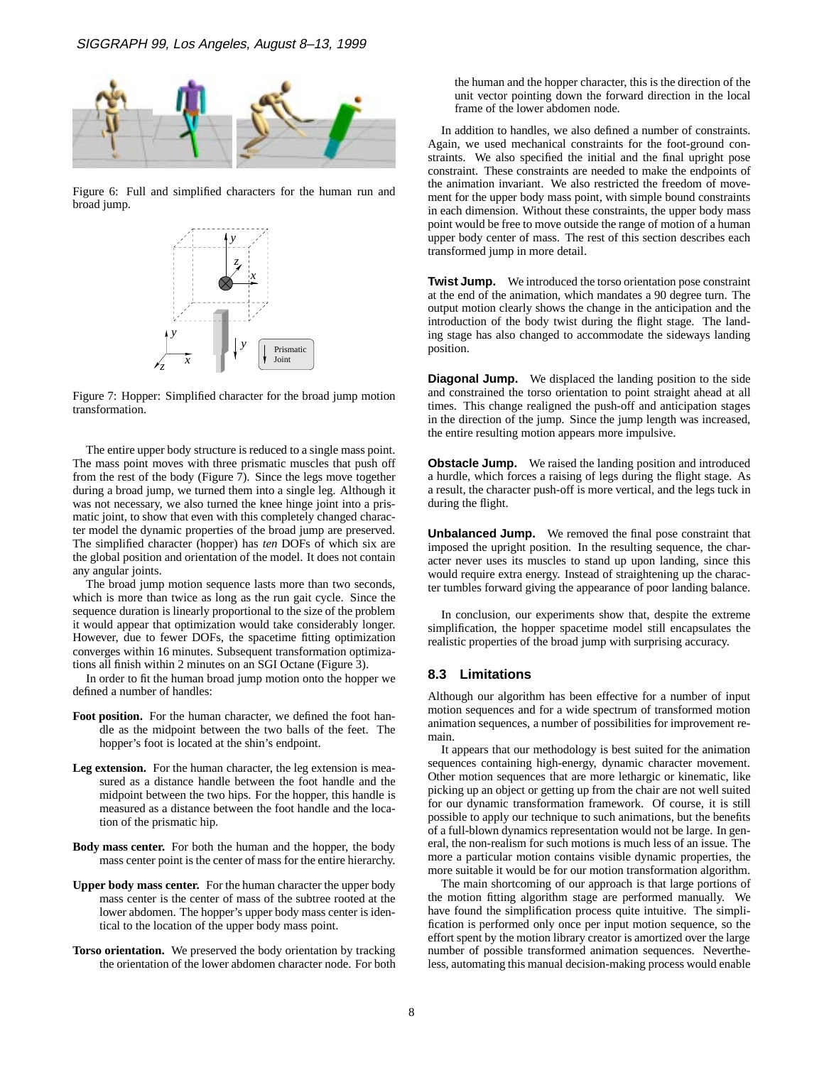Figure 6: Full and simplified characters for the human run and broad jump.

Figure 7: Hopper: Simplified character for the broad jump motion transformation.

The entire upper body structure is reduced to a single mass point. The mass point moves with three prismatic muscles that push off from the rest of the body (Figure 7). Since the legs move together during a broad jump, we turned them into a single leg. Although it was not necessary, we also turned the knee hinge joint into a prismatic joint, to show that even with this completely changed character model the dynamic properties of the broad jump are preserved. The simplified character (hopper) has *ten* DOFs of which six are the global position and orientation of the model. It does not contain any angular joints.

The broad jump motion sequence lasts more than two seconds, which is more than twice as long as the run gait cycle. Since the sequence duration is linearly proportional to the size of the problem it would appear that optimization would take considerably longer. However, due to fewer DOFs, the spacetime fitting optimization converges within 16 minutes. Subsequent transformation optimizations all finish within 2 minutes on an SGI Octane (Figure 3).

In order to fit the human broad jump motion onto the hopper we defined a number of handles:

**Foot position.** For the human character, we defined the foot handle as the midpoint between the two balls of the feet. The hopper's foot is located at the shin's endpoint.

**Leg extension.** For the human character, the leg extension is measured as a distance handle between the foot handle and the midpoint between the two hips. For the hopper, this handle is measured as a distance between the foot handle and the location of the prismatic hip.

**Body mass center.** For both the human and the hopper, the body mass center point is the center of mass for the entire hierarchy.

**Upper body mass center.** For the human character the upper body mass center is the center of mass of the subtree rooted at the lower abdomen. The hopper's upper body mass center is identical to the location of the upper body mass point.

**Torso orientation.** We preserved the body orientation by tracking the orientation of the lower abdomen character node. For both the human and the hopper character, this is the direction of the unit vector pointing down the forward direction in the local frame of the lower abdomen node.

In addition to handles, we also defined a number of constraints. Again, we used mechanical constraints for the foot-ground constraints. We also specified the initial and the final upright pose constraint. These constraints are needed to make the endpoints of the animation invariant. We also restricted the freedom of movement for the upper body mass point, with simple bound constraints in each dimension. Without these constraints, the upper body mass point would be free to move outside the range of motion of a human upper body center of mass. The rest of this section describes each transformed jump in more detail.

**Twist Jump.** We introduced the torso orientation pose constraint at the end of the animation, which mandates a 90 degree turn. The output motion clearly shows the change in the anticipation and the introduction of the body twist during the flight stage. The landing stage has also changed to accommodate the sideways landing position.

**Diagonal Jump.** We displaced the landing position to the side and constrained the torso orientation to point straight ahead at all times. This change realigned the push-off and anticipation stages in the direction of the jump. Since the jump length was increased, the entire resulting motion appears more impulsive.

**Obstacle Jump.** We raised the landing position and introduced a hurdle, which forces a raising of legs during the flight stage. As a result, the character push-off is more vertical, and the legs tuck in during the flight.

**Unbalanced Jump.** We removed the final pose constraint that imposed the upright position. In the resulting sequence, the character never uses its muscles to stand up upon landing, since this would require extra energy. Instead of straightening up the character tumbles forward giving the appearance of poor landing balance.

In conclusion, our experiments show that, despite the extreme simplification, the hopper spacetime model still encapsulates the realistic properties of the broad jump with surprising accuracy.

## 8.3 Limitations

Although our algorithm has been effective for a number of input motion sequences and for a wide spectrum of transformed motion animation sequences, a number of possibilities for improvement remain.

It appears that our methodology is best suited for the animation sequences containing high-energy, dynamic character movement. Other motion sequences that are more lethargic or kinematic, like picking up an object or getting up from the chair are not well suited for our dynamic transformation framework. Of course, it is still possible to apply our technique to such animations, but the benefits of a full-blown dynamics representation would not be large. In general, the non-realism for such motions is much less of an issue. The more a particular motion contains visible dynamic properties, the more suitable it would be for our motion transformation algorithm.

The main shortcoming of our approach is that large portions of the motion fitting algorithm stage are performed manually. We have found the simplification process quite intuitive. The simplification is performed only once per input motion sequence, so the effort spent by the motion library creator is amortized over the large number of possible transformed animation sequences. Nevertheless, automating this manual decision-making process would enable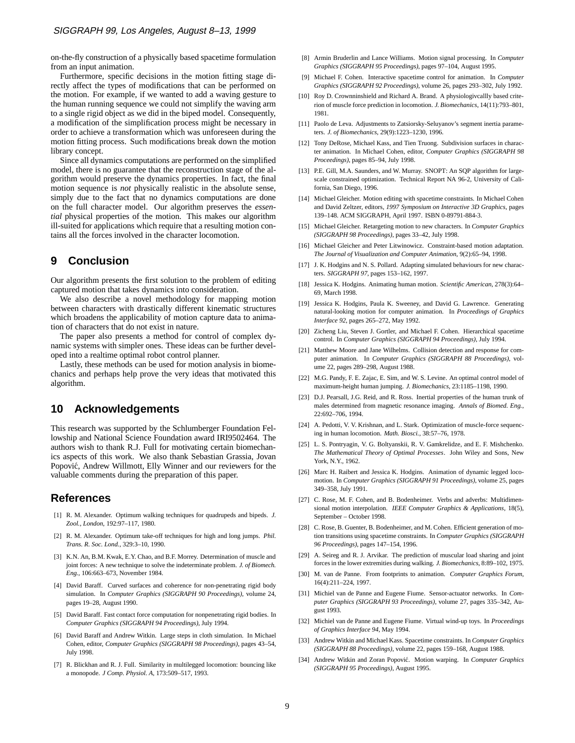on-the-fly construction of a physically based spacetime formulation from an input animation.

Furthermore, specific decisions in the motion fitting stage directly affect the types of modifications that can be performed on the motion. For example, if we wanted to add a waving gesture to the human running sequence we could not simplify the waving arm to a single rigid object as we did in the biped model. Consequently, a modification of the simplification process might be necessary in order to achieve a transformation which was unforeseen during the motion fitting process. Such modifications break down the motion library concept.

Since all dynamics computations are performed on the simplified model, there is no guarantee that the reconstruction stage of the algorithm would preserve the dynamics properties. In fact, the final motion sequence is *not* physically realistic in the absolute sense, simply due to the fact that no dynamics computations are done on the full character model. Our algorithm preserves the *essential* physical properties of the motion. This makes our algorithm ill-suited for applications which require that a resulting motion contains all the forces involved in the character locomotion.

## 9 Conclusion

Our algorithm presents the first solution to the problem of editing captured motion that takes dynamics into consideration.

We also describe a novel methodology for mapping motion between characters with drastically different kinematic structures which broadens the applicability of motion capture data to animation of characters that do not exist in nature.

The paper also presents a method for control of complex dynamic systems with simpler ones. These ideas can be further developed into a realtime optimal robot control planner.

Lastly, these methods can be used for motion analysis in biomechanics and perhaps help prove the very ideas that motivated this algorithm.

## 10 Acknowledgements

This research was supported by the Schlumberger Foundation Fellowship and National Science Foundation award IRI9502464. The authors wish to thank R.J. Full for motivating certain biomechanics aspects of this work. We also thank Sebastian Grassia, Jovan Popović, Andrew Willmott, Elly Winner and our reviewers for the valuable comments during the preparation of this paper.

## References

[1] R. M. Alexander. Optimum walking techniques for quadrupeds and bipeds. *J. Zool., London*, 192:97–117, 1980.

[2] R. M. Alexander. Optimum take-off techniques for high and long jumps. *Phil. Trans. R. Soc. Lond.*, 329:3–10, 1990.

[3] K.N. An, B.M. Kwak, E.Y. Chao, and B.F. Morrey. Determination of muscle and joint forces: A new technique to solve the indeterminate problem. *J. of Biomech. Eng.*, 106:663–673, November 1984.

[4] David Baraff. Curved surfaces and coherence for non-penetrating rigid body simulation. In *Computer Graphics (SIGGRAPH 90 Proceedings)*, volume 24, pages 19–28, August 1990.

[5] David Baraff. Fast contact force computation for nonpenetrating rigid bodies. In *Computer Graphics (SIGGRAPH 94 Proceedings)*, July 1994.

[6] David Baraff and Andrew Witkin. Large steps in cloth simulation. In Michael Cohen, editor, *Computer Graphics (SIGGRAPH 98 Proceedings)*, pages 43–54, July 1998.

[7] R. Blickhan and R. J. Full. Similarity in multilegged locomotion: bouncing like a monopode. *J Comp. Physiol. A*, 173:509–517, 1993.

[8] Armin Bruderlin and Lance Williams. Motion signal processing. In *Computer Graphics (SIGGRAPH 95 Proceedings)*, pages 97–104, August 1995.

[9] Michael F. Cohen. Interactive spacetime control for animation. In *Computer Graphics (SIGGRAPH 92 Proceedings)*, volume 26, pages 293–302, July 1992.

[10] Roy D. Crownninshield and Richard A. Brand. A physiologivcallly based criterion of muscle force prediction in locomotion. *J. Biomechanics*, 14(11):793–801, 1981.

[11] Paolo de Leva. Adjustments to Zatsiorsky-Seluyanov's segment inertia parameters. *J. of Biomechanics*, 29(9):1223–1230, 1996.

[12] Tony DeRose, Michael Kass, and Tien Truong. Subdivision surfaces in character animation. In Michael Cohen, editor, *Computer Graphics (SIGGRAPH 98 Proceedings)*, pages 85–94, July 1998.

[13] P.E. Gill, M.A. Saunders, and W. Murray. SNOPT: An SQP algorithm for large-scale constrained optimization. Technical Report NA 96-2, University of California, San Diego, 1996.

[14] Michael Gleicher. Motion editing with spacetime constraints. In Michael Cohen and David Zeltzer, editors, *1997 Symposium on Interactive 3D Graphics*, pages 139–148. ACM SIGGRAPH, April 1997. ISBN 0-89791-884-3.

[15] Michael Gleicher. Retargeting motion to new characters. In *Computer Graphics (SIGGRAPH 98 Proceedings)*, pages 33–42, July 1998.

[16] Michael Gleicher and Peter Litwinowicz. Constraint-based motion adaptation. *The Journal of Visualization and Computer Animation*, 9(2):65–94, 1998.

[17] J. K. Hodgins and N. S. Pollard. Adapting simulated behaviours for new characters. *SIGGRAPH 97*, pages 153–162, 1997.

[18] Jessica K. Hodgins. Animating human motion. *Scientific American*, 278(3):64–69, March 1998.

[19] Jessica K. Hodgins, Paula K. Sweeney, and David G. Lawrence. Generating natural-looking motion for computer animation. In *Proceedings of Graphics Interface 92*, pages 265–272, May 1992.

[20] Zicheng Liu, Steven J. Gortler, and Michael F. Cohen. Hierarchical spacetime control. In *Computer Graphics (SIGGRAPH 94 Proceedings)*, July 1994.

[21] Matthew Moore and Jane Wilhelms. Collision detection and response for computer animation. In *Computer Graphics (SIGGRAPH 88 Proceedings)*, volume 22, pages 289–298, August 1988.

[22] M.G. Pandy, F. E. Zajac, E. Sim, and W. S. Levine. An optimal control model of maximum-height human jumping. *J. Biomechanics*, 23:1185–1198, 1990.

[23] D.J. Pearsall, J.G. Reid, and R. Ross. Inertial properties of the human trunk of males determined from magnetic resonance imaging. *Annals of Biomed. Eng.*, 22:692–706, 1994.

[24] A. Pedotti, V. V. Krishnan, and L. Stark. Optimization of muscle-force sequencing in human locomotion. *Math. Biosci.*, 38:57–76, 1978.

[25] L. S. Pontryagin, V. G. Boltyanskii, R. V. Gamkrelidze, and E. F. Mishchenko. *The Mathematical Theory of Optimal Processes*. John Wiley and Sons, New York, N.Y., 1962.

[26] Marc H. Raibert and Jessica K. Hodgins. Animation of dynamic legged locomotion. In *Computer Graphics (SIGGRAPH 91 Proceedings)*, volume 25, pages 349–358, July 1991.

[27] C. Rose, M. F. Cohen, and B. Bodenheimer. Verbs and adverbs: Multidimensional motion interpolation. *IEEE Computer Graphics & Applications*, 18(5), September – October 1998.

[28] C. Rose, B. Guenter, B. Bodenheimer, and M. Cohen. Efficient generation of motion transitions using spacetime constraints. In *Computer Graphics (SIGGRAPH 96 Proceedings)*, pages 147–154, 1996.

[29] A. Seireg and R. J. Arvikar. The prediction of muscular load sharing and joint forces in the lower extremities during walking. *J. Biomechanics*, 8:89–102, 1975.

[30] M. van de Panne. From footprints to animation. *Computer Graphics Forum*, 16(4):211–224, 1997.

[31] Michiel van de Panne and Eugene Fiume. Sensor-actuator networks. In *Computer Graphics (SIGGRAPH 93 Proceedings)*, volume 27, pages 335–342, August 1993.

[32] Michiel van de Panne and Eugene Fiume. Virtual wind-up toys. In *Proceedings of Graphics Interface 94*, May 1994.

[33] Andrew Witkin and Michael Kass. Spacetime constraints. In *Computer Graphics (SIGGRAPH 88 Proceedings)*, volume 22, pages 159–168, August 1988.

[34] Andrew Witkin and Zoran Popović. Motion warping. In *Computer Graphics (SIGGRAPH 95 Proceedings)*, August 1995.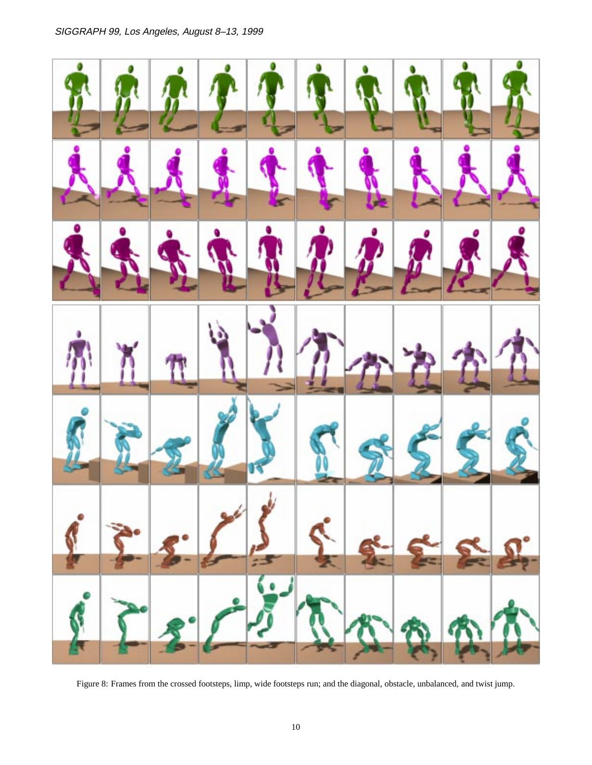Figure 8: Frames from the crossed footsteps, limp, wide footsteps run; and the diagonal, obstacle, unbalanced, and twist jump.